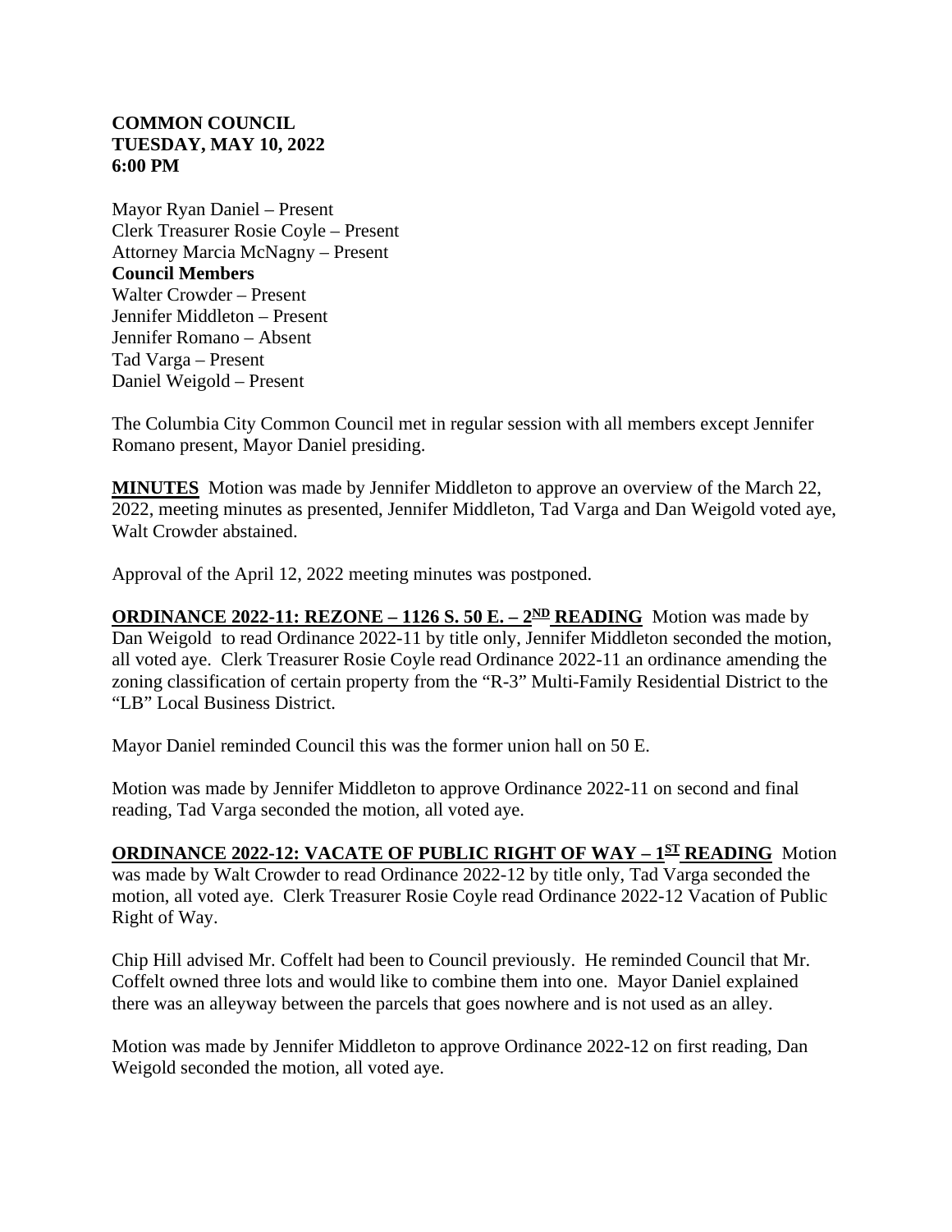**COMMON COUNCIL**
**TUESDAY, MAY 10, 2022**
**6:00 PM**

Mayor Ryan Daniel – Present
Clerk Treasurer Rosie Coyle – Present
Attorney Marcia McNagny – Present
**Council Members**
Walter Crowder – Present
Jennifer Middleton – Present
Jennifer Romano – Absent
Tad Varga – Present
Daniel Weigold – Present

The Columbia City Common Council met in regular session with all members except Jennifer Romano present, Mayor Daniel presiding.

**MINUTES** Motion was made by Jennifer Middleton to approve an overview of the March 22, 2022, meeting minutes as presented, Jennifer Middleton, Tad Varga and Dan Weigold voted aye, Walt Crowder abstained.

Approval of the April 12, 2022 meeting minutes was postponed.

**ORDINANCE 2022-11: REZONE – 1126 S. 50 E. – 2ND READING** Motion was made by Dan Weigold to read Ordinance 2022-11 by title only, Jennifer Middleton seconded the motion, all voted aye. Clerk Treasurer Rosie Coyle read Ordinance 2022-11 an ordinance amending the zoning classification of certain property from the "R-3" Multi-Family Residential District to the "LB" Local Business District.

Mayor Daniel reminded Council this was the former union hall on 50 E.

Motion was made by Jennifer Middleton to approve Ordinance 2022-11 on second and final reading, Tad Varga seconded the motion, all voted aye.

**ORDINANCE 2022-12: VACATE OF PUBLIC RIGHT OF WAY – 1ST READING** Motion was made by Walt Crowder to read Ordinance 2022-12 by title only, Tad Varga seconded the motion, all voted aye. Clerk Treasurer Rosie Coyle read Ordinance 2022-12 Vacation of Public Right of Way.

Chip Hill advised Mr. Coffelt had been to Council previously. He reminded Council that Mr. Coffelt owned three lots and would like to combine them into one. Mayor Daniel explained there was an alleyway between the parcels that goes nowhere and is not used as an alley.

Motion was made by Jennifer Middleton to approve Ordinance 2022-12 on first reading, Dan Weigold seconded the motion, all voted aye.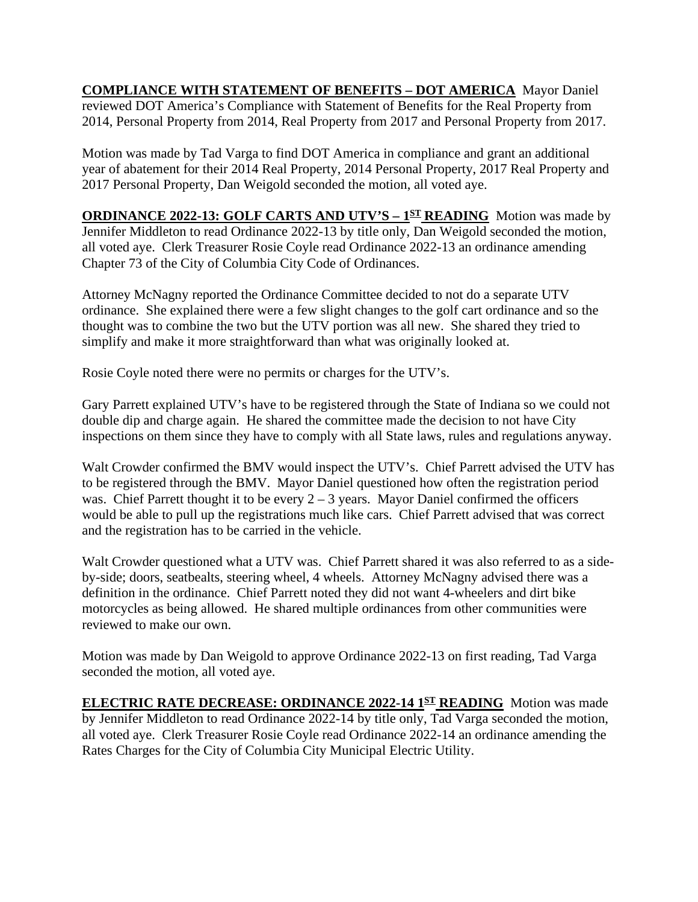**COMPLIANCE WITH STATEMENT OF BENEFITS – DOT AMERICA** Mayor Daniel reviewed DOT America's Compliance with Statement of Benefits for the Real Property from 2014, Personal Property from 2014, Real Property from 2017 and Personal Property from 2017.

Motion was made by Tad Varga to find DOT America in compliance and grant an additional year of abatement for their 2014 Real Property, 2014 Personal Property, 2017 Real Property and 2017 Personal Property, Dan Weigold seconded the motion, all voted aye.

**ORDINANCE 2022-13: GOLF CARTS AND UTV'S – 1ST READING** Motion was made by Jennifer Middleton to read Ordinance 2022-13 by title only, Dan Weigold seconded the motion, all voted aye. Clerk Treasurer Rosie Coyle read Ordinance 2022-13 an ordinance amending Chapter 73 of the City of Columbia City Code of Ordinances.

Attorney McNagny reported the Ordinance Committee decided to not do a separate UTV ordinance. She explained there were a few slight changes to the golf cart ordinance and so the thought was to combine the two but the UTV portion was all new. She shared they tried to simplify and make it more straightforward than what was originally looked at.

Rosie Coyle noted there were no permits or charges for the UTV's.

Gary Parrett explained UTV's have to be registered through the State of Indiana so we could not double dip and charge again. He shared the committee made the decision to not have City inspections on them since they have to comply with all State laws, rules and regulations anyway.

Walt Crowder confirmed the BMV would inspect the UTV's. Chief Parrett advised the UTV has to be registered through the BMV. Mayor Daniel questioned how often the registration period was. Chief Parrett thought it to be every 2 – 3 years. Mayor Daniel confirmed the officers would be able to pull up the registrations much like cars. Chief Parrett advised that was correct and the registration has to be carried in the vehicle.

Walt Crowder questioned what a UTV was. Chief Parrett shared it was also referred to as a side-by-side; doors, seatbealts, steering wheel, 4 wheels. Attorney McNagny advised there was a definition in the ordinance. Chief Parrett noted they did not want 4-wheelers and dirt bike motorcycles as being allowed. He shared multiple ordinances from other communities were reviewed to make our own.

Motion was made by Dan Weigold to approve Ordinance 2022-13 on first reading, Tad Varga seconded the motion, all voted aye.

**ELECTRIC RATE DECREASE: ORDINANCE 2022-14 1ST READING** Motion was made by Jennifer Middleton to read Ordinance 2022-14 by title only, Tad Varga seconded the motion, all voted aye. Clerk Treasurer Rosie Coyle read Ordinance 2022-14 an ordinance amending the Rates Charges for the City of Columbia City Municipal Electric Utility.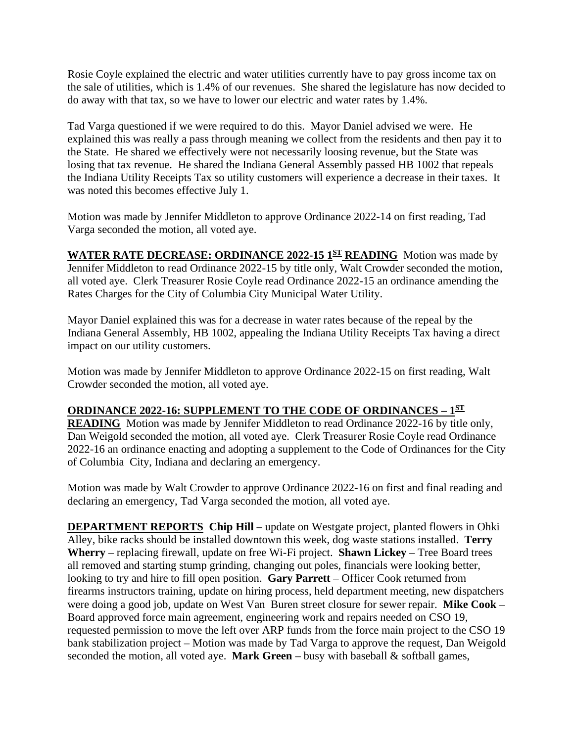Rosie Coyle explained the electric and water utilities currently have to pay gross income tax on the sale of utilities, which is 1.4% of our revenues. She shared the legislature has now decided to do away with that tax, so we have to lower our electric and water rates by 1.4%.

Tad Varga questioned if we were required to do this. Mayor Daniel advised we were. He explained this was really a pass through meaning we collect from the residents and then pay it to the State. He shared we effectively were not necessarily loosing revenue, but the State was losing that tax revenue. He shared the Indiana General Assembly passed HB 1002 that repeals the Indiana Utility Receipts Tax so utility customers will experience a decrease in their taxes. It was noted this becomes effective July 1.

Motion was made by Jennifer Middleton to approve Ordinance 2022-14 on first reading, Tad Varga seconded the motion, all voted aye.

**<u>WATER RATE DECREASE: ORDINANCE 2022-15 1ST READING</u>** Motion was made by Jennifer Middleton to read Ordinance 2022-15 by title only, Walt Crowder seconded the motion, all voted aye. Clerk Treasurer Rosie Coyle read Ordinance 2022-15 an ordinance amending the Rates Charges for the City of Columbia City Municipal Water Utility.

Mayor Daniel explained this was for a decrease in water rates because of the repeal by the Indiana General Assembly, HB 1002, appealing the Indiana Utility Receipts Tax having a direct impact on our utility customers.

Motion was made by Jennifer Middleton to approve Ordinance 2022-15 on first reading, Walt Crowder seconded the motion, all voted aye.

**<u>ORDINANCE 2022-16: SUPPLEMENT TO THE CODE OF ORDINANCES – 1ST READING</u>** Motion was made by Jennifer Middleton to read Ordinance 2022-16 by title only, Dan Weigold seconded the motion, all voted aye. Clerk Treasurer Rosie Coyle read Ordinance 2022-16 an ordinance enacting and adopting a supplement to the Code of Ordinances for the City of Columbia City, Indiana and declaring an emergency.

Motion was made by Walt Crowder to approve Ordinance 2022-16 on first and final reading and declaring an emergency, Tad Varga seconded the motion, all voted aye.

**<u>DEPARTMENT REPORTS</u>** **Chip Hill** – update on Westgate project, planted flowers in Ohki Alley, bike racks should be installed downtown this week, dog waste stations installed. **Terry Wherry** – replacing firewall, update on free Wi-Fi project. **Shawn Lickey** – Tree Board trees all removed and starting stump grinding, changing out poles, financials were looking better, looking to try and hire to fill open position. **Gary Parrett** – Officer Cook returned from firearms instructors training, update on hiring process, held department meeting, new dispatchers were doing a good job, update on West Van Buren street closure for sewer repair. **Mike Cook** – Board approved force main agreement, engineering work and repairs needed on CSO 19, requested permission to move the left over ARP funds from the force main project to the CSO 19 bank stabilization project – Motion was made by Tad Varga to approve the request, Dan Weigold seconded the motion, all voted aye. **Mark Green** – busy with baseball & softball games,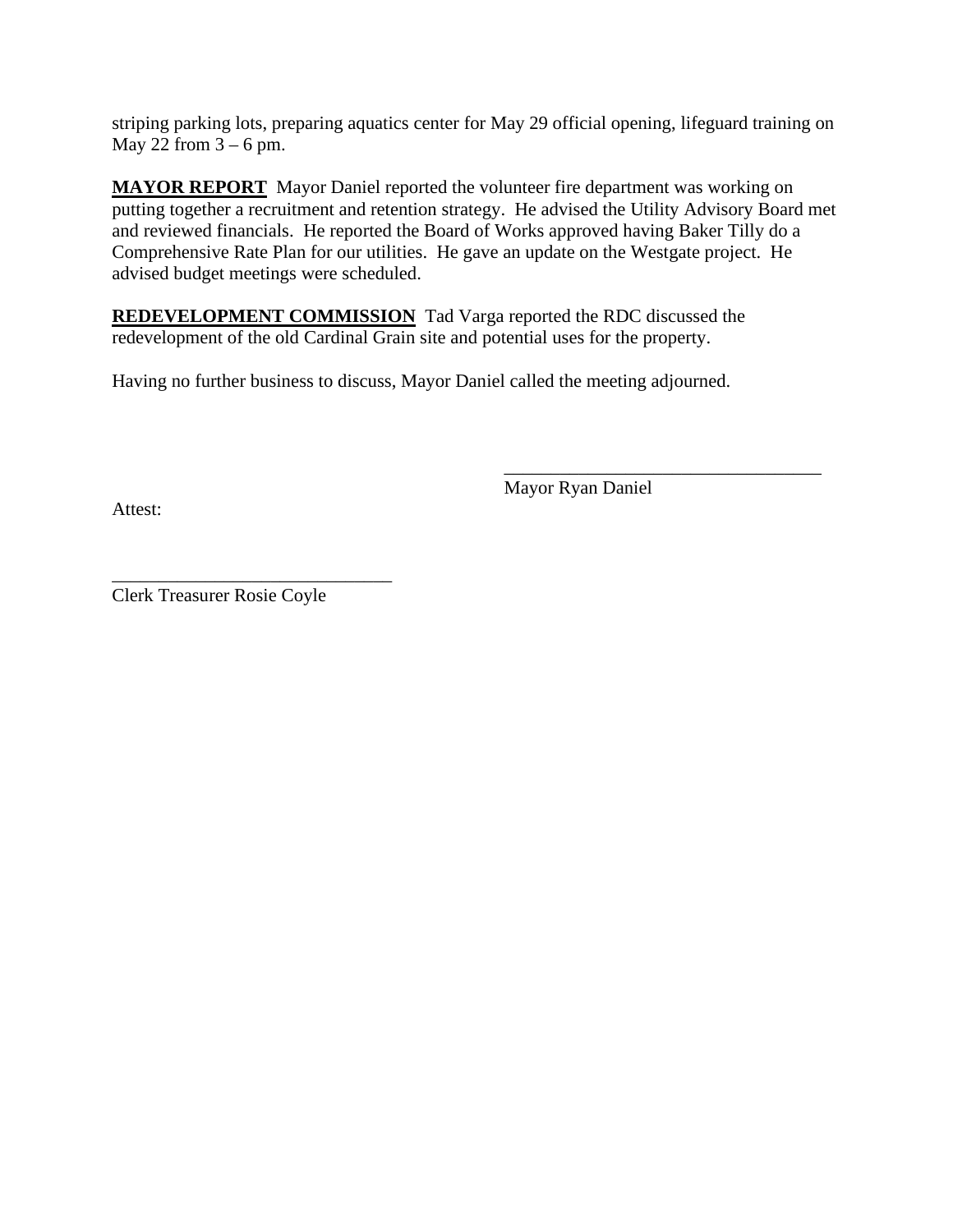striping parking lots, preparing aquatics center for May 29 official opening, lifeguard training on May 22 from 3 – 6 pm.

**MAYOR REPORT** Mayor Daniel reported the volunteer fire department was working on putting together a recruitment and retention strategy. He advised the Utility Advisory Board met and reviewed financials. He reported the Board of Works approved having Baker Tilly do a Comprehensive Rate Plan for our utilities. He gave an update on the Westgate project. He advised budget meetings were scheduled.

**REDEVELOPMENT COMMISSION** Tad Varga reported the RDC discussed the redevelopment of the old Cardinal Grain site and potential uses for the property.

Having no further business to discuss, Mayor Daniel called the meeting adjourned.

\_\_\_\_\_\_\_\_\_\_\_\_\_\_\_\_\_\_\_\_\_\_\_\_\_\_\_\_\_\_\_\_\_\_\_
Mayor Ryan Daniel

Attest:

\_\_\_\_\_\_\_\_\_\_\_\_\_\_\_\_\_\_\_\_\_\_\_\_\_\_\_\_\_\_\_
Clerk Treasurer Rosie Coyle